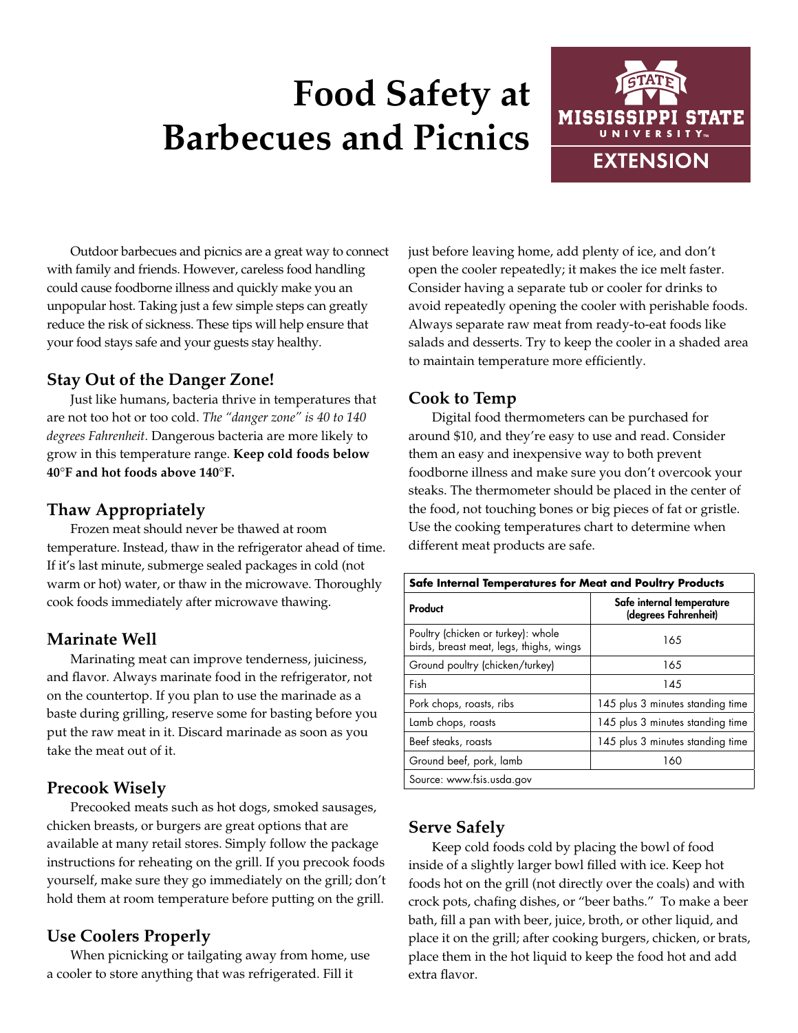# Food Safety at Barbecues and Picnics

Mississippi State University Extension

Outdoor barbecues and picnics are a great way to connect with family and friends. However, careless food handling could cause foodborne illness and quickly make you an unpopular host. Taking just a few simple steps can greatly reduce the risk of sickness. These tips will help ensure that your food stays safe and your guests stay healthy.

## Stay Out of the Danger Zone!

Just like humans, bacteria thrive in temperatures that are not too hot or too cold. *The "danger zone" is 40 to 140 degrees Fahrenheit.* Dangerous bacteria are more likely to grow in this temperature range. **Keep cold foods below 40°F and hot foods above 140°F.**

## Thaw Appropriately

Frozen meat should never be thawed at room temperature. Instead, thaw in the refrigerator ahead of time. If it's last minute, submerge sealed packages in cold (not warm or hot) water, or thaw in the microwave. Thoroughly cook foods immediately after microwave thawing.

## Marinate Well

Marinating meat can improve tenderness, juiciness, and flavor. Always marinate food in the refrigerator, not on the countertop. If you plan to use the marinade as a baste during grilling, reserve some for basting before you put the raw meat in it. Discard marinade as soon as you take the meat out of it.

## Precook Wisely

Precooked meats such as hot dogs, smoked sausages, chicken breasts, or burgers are great options that are available at many retail stores. Simply follow the package instructions for reheating on the grill. If you precook foods yourself, make sure they go immediately on the grill; don't hold them at room temperature before putting on the grill.

## Use Coolers Properly

When picnicking or tailgating away from home, use a cooler to store anything that was refrigerated. Fill it just before leaving home, add plenty of ice, and don't open the cooler repeatedly; it makes the ice melt faster. Consider having a separate tub or cooler for drinks to avoid repeatedly opening the cooler with perishable foods. Always separate raw meat from ready-to-eat foods like salads and desserts. Try to keep the cooler in a shaded area to maintain temperature more efficiently.

## Cook to Temp

Digital food thermometers can be purchased for around $10, and they're easy to use and read. Consider them an easy and inexpensive way to both prevent foodborne illness and make sure you don't overcook your steaks. The thermometer should be placed in the center of the food, not touching bones or big pieces of fat or gristle. Use the cooking temperatures chart to determine when different meat products are safe.

**Safe Internal Temperatures for Meat and Poultry Products**

| Product | Safe internal temperature (degrees Fahrenheit) |
|---|---|
| Poultry (chicken or turkey): whole birds, breast meat, legs, thighs, wings | 165 |
| Ground poultry (chicken/turkey) | 165 |
| Fish | 145 |
| Pork chops, roasts, ribs | 145 plus 3 minutes standing time |
| Lamb chops, roasts | 145 plus 3 minutes standing time |
| Beef steaks, roasts | 145 plus 3 minutes standing time |
| Ground beef, pork, lamb | 160 |

Source: www.fsis.usda.gov

## Serve Safely

Keep cold foods cold by placing the bowl of food inside of a slightly larger bowl filled with ice. Keep hot foods hot on the grill (not directly over the coals) and with crock pots, chafing dishes, or "beer baths." To make a beer bath, fill a pan with beer, juice, broth, or other liquid, and place it on the grill; after cooking burgers, chicken, or brats, place them in the hot liquid to keep the food hot and add extra flavor.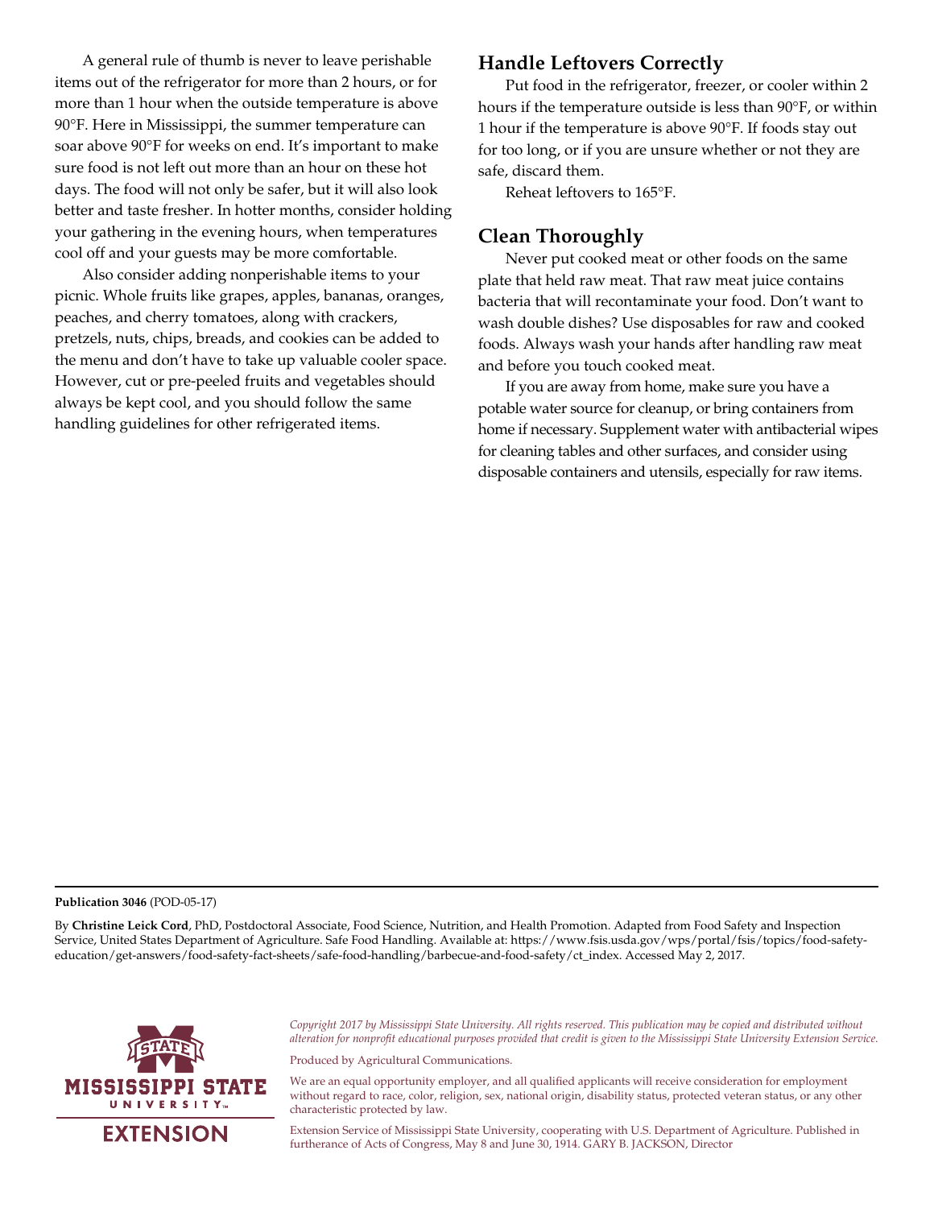A general rule of thumb is never to leave perishable items out of the refrigerator for more than 2 hours, or for more than 1 hour when the outside temperature is above 90°F. Here in Mississippi, the summer temperature can soar above 90°F for weeks on end. It's important to make sure food is not left out more than an hour on these hot days. The food will not only be safer, but it will also look better and taste fresher. In hotter months, consider holding your gathering in the evening hours, when temperatures cool off and your guests may be more comfortable.

Also consider adding nonperishable items to your picnic. Whole fruits like grapes, apples, bananas, oranges, peaches, and cherry tomatoes, along with crackers, pretzels, nuts, chips, breads, and cookies can be added to the menu and don't have to take up valuable cooler space. However, cut or pre-peeled fruits and vegetables should always be kept cool, and you should follow the same handling guidelines for other refrigerated items.

## Handle Leftovers Correctly

Put food in the refrigerator, freezer, or cooler within 2 hours if the temperature outside is less than 90°F, or within 1 hour if the temperature is above 90°F. If foods stay out for too long, or if you are unsure whether or not they are safe, discard them.

Reheat leftovers to 165°F.

## Clean Thoroughly

Never put cooked meat or other foods on the same plate that held raw meat. That raw meat juice contains bacteria that will recontaminate your food. Don't want to wash double dishes? Use disposables for raw and cooked foods. Always wash your hands after handling raw meat and before you touch cooked meat.

If you are away from home, make sure you have a potable water source for cleanup, or bring containers from home if necessary. Supplement water with antibacterial wipes for cleaning tables and other surfaces, and consider using disposable containers and utensils, especially for raw items.

---

**Publication 3046** (POD-05-17)

By **Christine Leick Cord**, PhD, Postdoctoral Associate, Food Science, Nutrition, and Health Promotion. Adapted from Food Safety and Inspection Service, United States Department of Agriculture. Safe Food Handling. Available at: https://www.fsis.usda.gov/wps/portal/fsis/topics/food-safety-education/get-answers/food-safety-fact-sheets/safe-food-handling/barbecue-and-food-safety/ct_index. Accessed May 2, 2017.

MISSISSIPPI STATE UNIVERSITY EXTENSION

*Copyright 2017 by Mississippi State University. All rights reserved. This publication may be copied and distributed without alteration for nonprofit educational purposes provided that credit is given to the Mississippi State University Extension Service.*

Produced by Agricultural Communications.

We are an equal opportunity employer, and all qualified applicants will receive consideration for employment without regard to race, color, religion, sex, national origin, disability status, protected veteran status, or any other characteristic protected by law.

Extension Service of Mississippi State University, cooperating with U.S. Department of Agriculture. Published in furtherance of Acts of Congress, May 8 and June 30, 1914. GARY B. JACKSON, Director